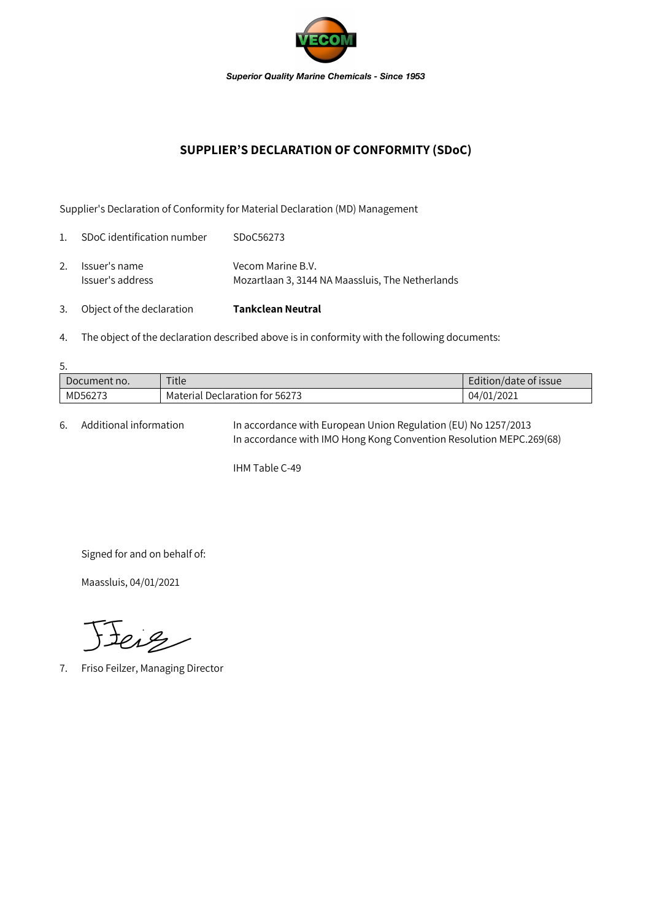VECOM

*Superior Quality Marine Chemicals - Since 1953*

# SUPPLIER'S DECLARATION OF CONFORMITY (SDoC)

Supplier's Declaration of Conformity for Material Declaration (MD) Management

1. SDoC identification number SDoC56273
2. Issuer's name Vecom Marine B.V.
   Issuer's address Mozartlaan 3, 3144 NA Maassluis, The Netherlands
3. Object of the declaration **Tankclean Neutral**
4. The object of the declaration described above is in conformity with the following documents:
5.

| Document no. | Title | Edition/date of issue |
|---|---|---|
| MD56273 | Material Declaration for 56273 | 04/01/2021 |

6. Additional information In accordance with European Union Regulation (EU) No 1257/2013
   In accordance with IMO Hong Kong Convention Resolution MEPC.269(68)

   IHM Table C-49

Signed for and on behalf of:

Maassluis, 04/01/2021

7. Friso Feilzer, Managing Director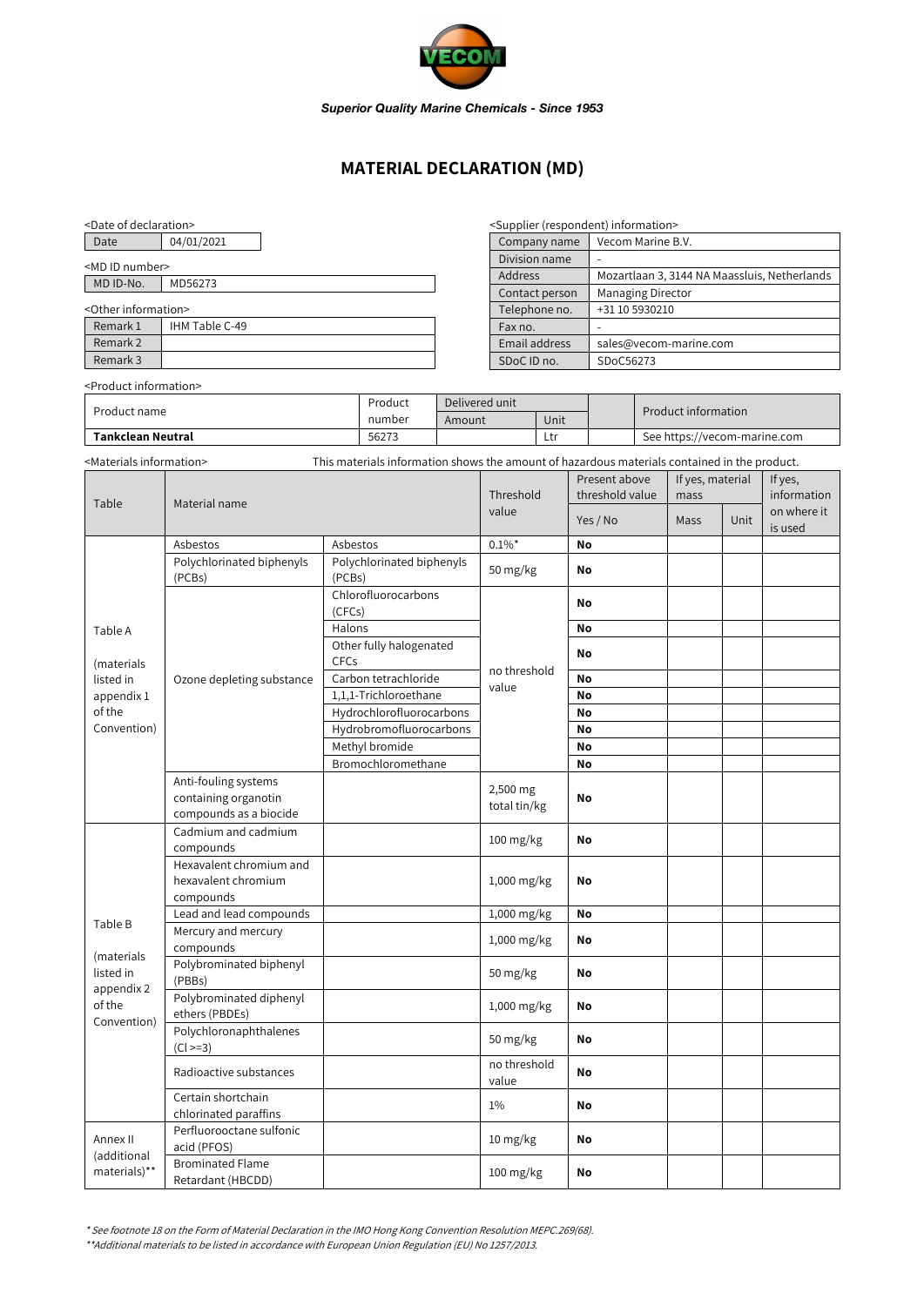VECOM

*Superior Quality Marine Chemicals - Since 1953*

# MATERIAL DECLARATION (MD)

<Date of declaration>

| | |
|---|---|
| Date | 04/01/2021 |

<MD ID number>

| | |
|---|---|
| MD ID-No. | MD56273 |

<Other information>

| | |
|---|---|
| Remark 1 | IHM Table C-49 |
| Remark 2 | |
| Remark 3 | |

<Supplier (respondent) information>

| | |
|---|---|
| Company name | Vecom Marine B.V. |
| Division name | - |
| Address | Mozartlaan 3, 3144 NA Maassluis, Netherlands |
| Contact person | Managing Director |
| Telephone no. | +31 10 5930210 |
| Fax no. | - |
| Email address | sales@vecom-marine.com |
| SDoC ID no. | SDoC56273 |

<Product information>

| Product name | Product number | Delivered unit | | | Product information |
|---|---|---|---|---|---|
| | | Amount | Unit | | |
| **Tankclean Neutral** | 56273 | | Ltr | | See https://vecom-marine.com |

<Materials information> This materials information shows the amount of hazardous materials contained in the product.

| Table | Material name | | Threshold value | Present above threshold value | If yes, material mass | | If yes, information on where it is used |
|---|---|---|---|---|---|---|---|
| | | | | Yes / No | Mass | Unit | |
| Table A (materials listed in appendix 1 of the Convention) | Asbestos | Asbestos | 0.1%* | **No** | | | |
| | Polychlorinated biphenyls (PCBs) | Polychlorinated biphenyls (PCBs) | 50 mg/kg | **No** | | | |
| | Ozone depleting substance | Chlorofluorocarbons (CFCs) | no threshold value | **No** | | | |
| | | Halons | | **No** | | | |
| | | Other fully halogenated CFCs | | **No** | | | |
| | | Carbon tetrachloride | | **No** | | | |
| | | 1,1,1-Trichloroethane | | **No** | | | |
| | | Hydrochlorofluorocarbons | | **No** | | | |
| | | Hydrobromofluorocarbons | | **No** | | | |
| | | Methyl bromide | | **No** | | | |
| | | Bromochloromethane | | **No** | | | |
| | Anti-fouling systems containing organotin compounds as a biocide | | 2,500 mg total tin/kg | **No** | | | |
| Table B (materials listed in appendix 2 of the Convention) | Cadmium and cadmium compounds | | 100 mg/kg | **No** | | | |
| | Hexavalent chromium and hexavalent chromium compounds | | 1,000 mg/kg | **No** | | | |
| | Lead and lead compounds | | 1,000 mg/kg | **No** | | | |
| | Mercury and mercury compounds | | 1,000 mg/kg | **No** | | | |
| | Polybrominated biphenyl (PBBs) | | 50 mg/kg | **No** | | | |
| | Polybrominated diphenyl ethers (PBDEs) | | 1,000 mg/kg | **No** | | | |
| | Polychloronaphthalenes (Cl >=3) | | 50 mg/kg | **No** | | | |
| | Radioactive substances | | no threshold value | **No** | | | |
| | Certain shortchain chlorinated paraffins | | 1% | **No** | | | |
| Annex II (additional materials)** | Perfluorooctane sulfonic acid (PFOS) | | 10 mg/kg | **No** | | | |
| | Brominated Flame Retardant (HBCDD) | | 100 mg/kg | **No** | | | |

*\* See footnote 18 on the Form of Material Declaration in the IMO Hong Kong Convention Resolution MEPC.269(68).*

*\*\*Additional materials to be listed in accordance with European Union Regulation (EU) No 1257/2013.*